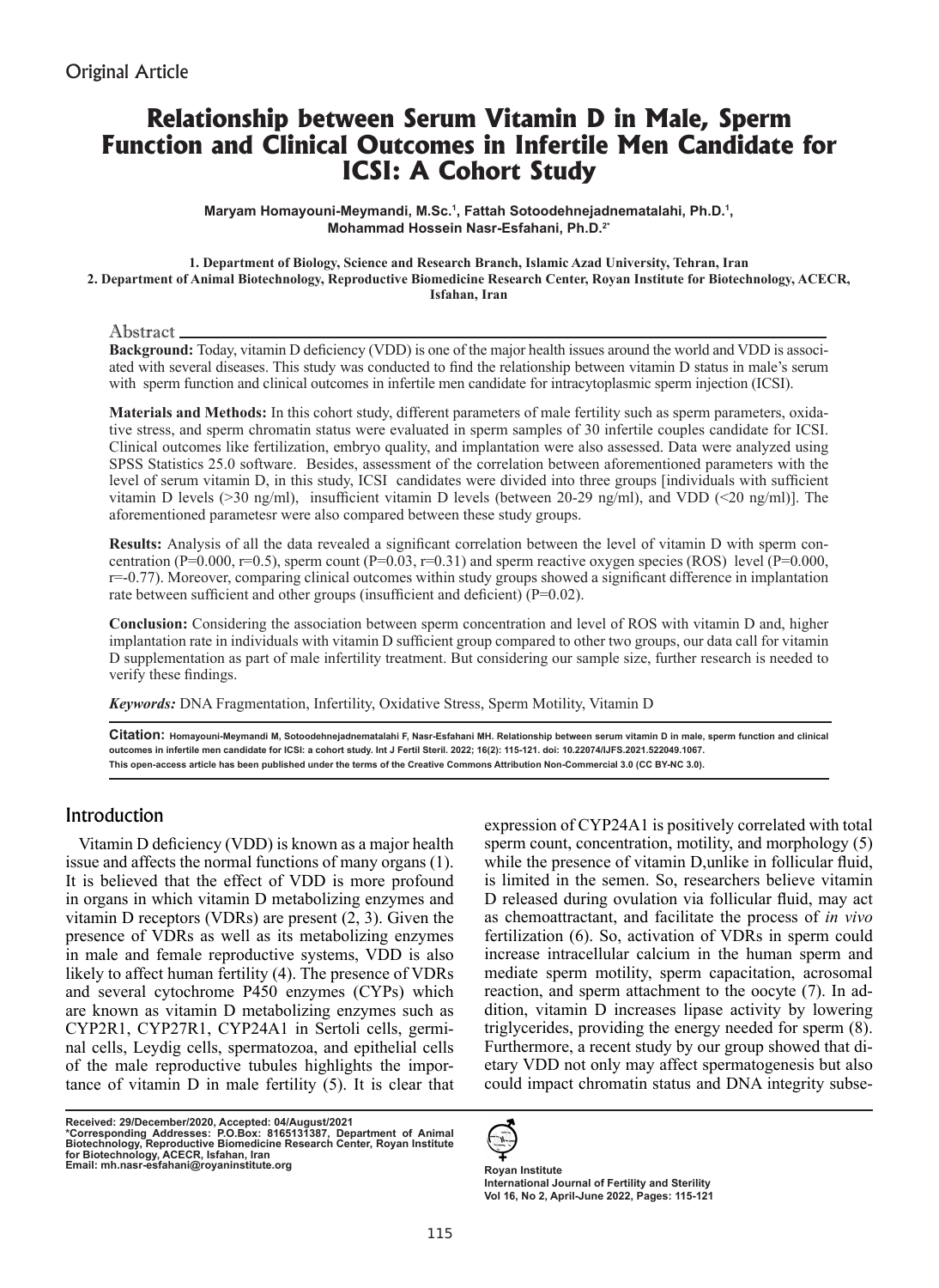Original Article

# Relationship between Serum Vitamin D in Male, Sperm Function and Clinical Outcomes in Infertile Men Candidate for ICSI: A Cohort Study

**Maryam Homayouni-Meymandi, M.Sc.[1], Fattah Sotoodehnejadnematalahi, Ph.D.[1], Mohammad Hossein Nasr-Esfahani, Ph.D.[2*]**

1. Department of Biology, Science and Research Branch, Islamic Azad University, Tehran, Iran
2. Department of Animal Biotechnology, Reproductive Biomedicine Research Center, Royan Institute for Biotechnology, ACECR, Isfahan, Iran

## Abstract

**Background:** Today, vitamin D deficiency (VDD) is one of the major health issues around the world and VDD is associated with several diseases. This study was conducted to find the relationship between vitamin D status in male's serum with sperm function and clinical outcomes in infertile men candidate for intracytoplasmic sperm injection (ICSI).

**Materials and Methods:** In this cohort study, different parameters of male fertility such as sperm parameters, oxidative stress, and sperm chromatin status were evaluated in sperm samples of 30 infertile couples candidate for ICSI. Clinical outcomes like fertilization, embryo quality, and implantation were also assessed. Data were analyzed using SPSS Statistics 25.0 software. Besides, assessment of the correlation between aforementioned parameters with the level of serum vitamin D, in this study, ICSI candidates were divided into three groups [individuals with sufficient vitamin D levels (>30 ng/ml), insufficient vitamin D levels (between 20-29 ng/ml), and VDD (<20 ng/ml)]. The aforementioned parametesr were also compared between these study groups.

**Results:** Analysis of all the data revealed a significant correlation between the level of vitamin D with sperm concentration (P=0.000, r=0.5), sperm count (P=0.03, r=0.31) and sperm reactive oxygen species (ROS) level (P=0.000, r=-0.77). Moreover, comparing clinical outcomes within study groups showed a significant difference in implantation rate between sufficient and other groups (insufficient and deficient) (P=0.02).

**Conclusion:** Considering the association between sperm concentration and level of ROS with vitamin D and, higher implantation rate in individuals with vitamin D sufficient group compared to other two groups, our data call for vitamin D supplementation as part of male infertility treatment. But considering our sample size, further research is needed to verify these findings.

***Keywords:*** DNA Fragmentation, Infertility, Oxidative Stress, Sperm Motility, Vitamin D

**Citation:** Homayouni-Meymandi M, Sotoodehnejadnematalahi F, Nasr-Esfahani MH. Relationship between serum vitamin D in male, sperm function and clinical outcomes in infertile men candidate for ICSI: a cohort study. Int J Fertil Steril. 2022; 16(2): 115-121. doi: 10.22074/IJFS.2021.522049.1067.
This open-access article has been published under the terms of the Creative Commons Attribution Non-Commercial 3.0 (CC BY-NC 3.0).

## Introduction

Vitamin D deficiency (VDD) is known as a major health issue and affects the normal functions of many organs (1). It is believed that the effect of VDD is more profound in organs in which vitamin D metabolizing enzymes and vitamin D receptors (VDRs) are present (2, 3). Given the presence of VDRs as well as its metabolizing enzymes in male and female reproductive systems, VDD is also likely to affect human fertility (4). The presence of VDRs and several cytochrome P450 enzymes (CYPs) which are known as vitamin D metabolizing enzymes such as CYP2R1, CYP27R1, CYP24A1 in Sertoli cells, germinal cells, Leydig cells, spermatozoa, and epithelial cells of the male reproductive tubules highlights the importance of vitamin D in male fertility (5). It is clear that expression of CYP24A1 is positively correlated with total sperm count, concentration, motility, and morphology (5) while the presence of vitamin D,unlike in follicular fluid, is limited in the semen. So, researchers believe vitamin D released during ovulation via follicular fluid, may act as chemoattractant, and facilitate the process of *in vivo* fertilization (6). So, activation of VDRs in sperm could increase intracellular calcium in the human sperm and mediate sperm motility, sperm capacitation, acrosomal reaction, and sperm attachment to the oocyte (7). In addition, vitamin D increases lipase activity by lowering triglycerides, providing the energy needed for sperm (8). Furthermore, a recent study by our group showed that dietary VDD not only may affect spermatogenesis but also could impact chromatin status and DNA integrity subse-

Received: 29/December/2020, Accepted: 04/August/2021
*Corresponding Addresses: P.O.Box: 8165131387, Department of Animal Biotechnology, Reproductive Biomedicine Research Center, Royan Institute for Biotechnology, ACECR, Isfahan, Iran
Email: mh.nasr-esfahani@royaninstitute.org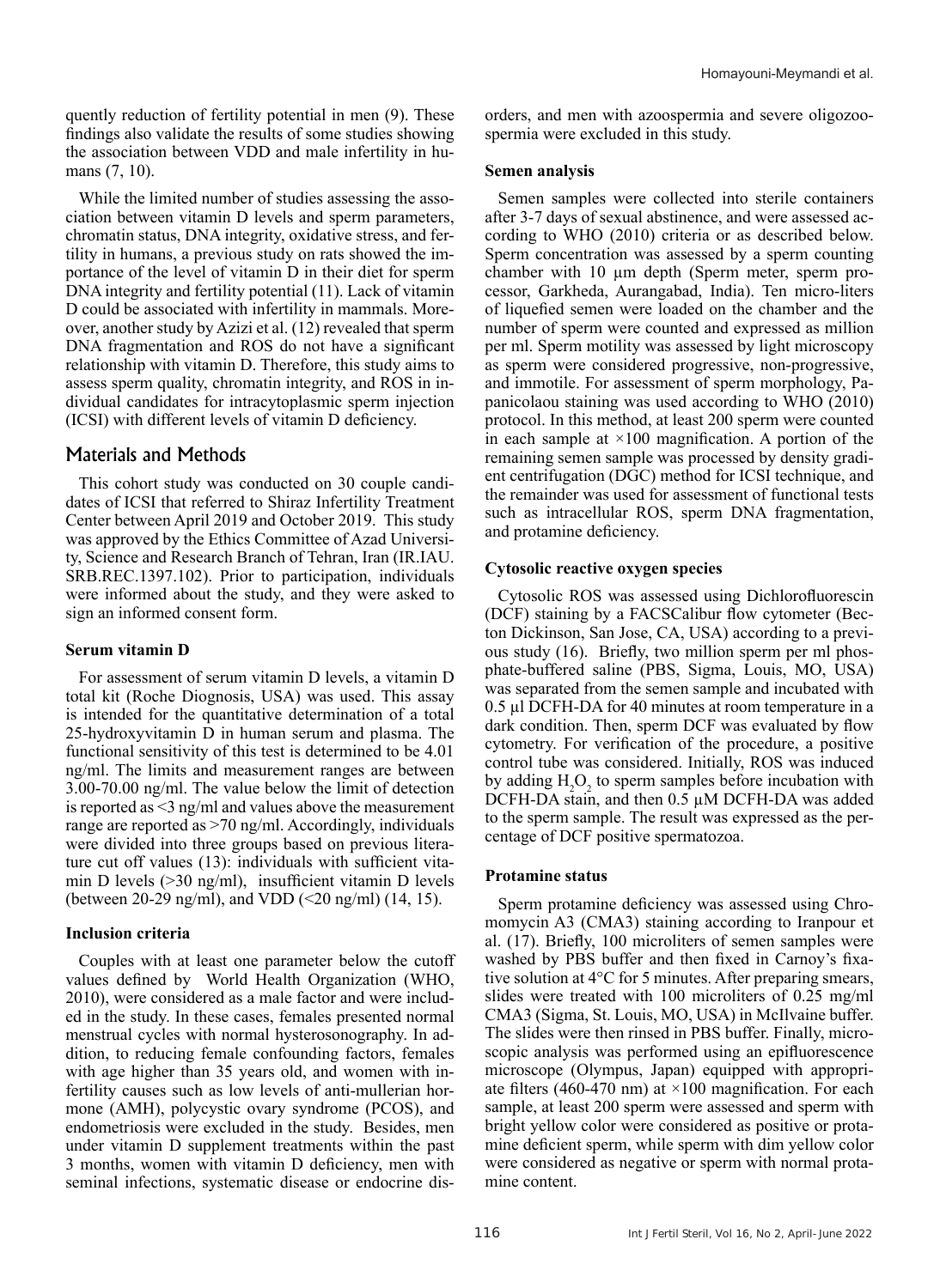quently reduction of fertility potential in men (9). These findings also validate the results of some studies showing the association between VDD and male infertility in humans (7, 10).

While the limited number of studies assessing the association between vitamin D levels and sperm parameters, chromatin status, DNA integrity, oxidative stress, and fertility in humans, a previous study on rats showed the importance of the level of vitamin D in their diet for sperm DNA integrity and fertility potential (11). Lack of vitamin D could be associated with infertility in mammals. Moreover, another study by Azizi et al. (12) revealed that sperm DNA fragmentation and ROS do not have a significant relationship with vitamin D. Therefore, this study aims to assess sperm quality, chromatin integrity, and ROS in individual candidates for intracytoplasmic sperm injection (ICSI) with different levels of vitamin D deficiency.

## Materials and Methods

This cohort study was conducted on 30 couple candidates of ICSI that referred to Shiraz Infertility Treatment Center between April 2019 and October 2019. This study was approved by the Ethics Committee of Azad University, Science and Research Branch of Tehran, Iran (IR.IAU.SRB.REC.1397.102). Prior to participation, individuals were informed about the study, and they were asked to sign an informed consent form.

### Serum vitamin D

For assessment of serum vitamin D levels, a vitamin D total kit (Roche Diognosis, USA) was used. This assay is intended for the quantitative determination of a total 25-hydroxyvitamin D in human serum and plasma. The functional sensitivity of this test is determined to be 4.01 ng/ml. The limits and measurement ranges are between 3.00-70.00 ng/ml. The value below the limit of detection is reported as <3 ng/ml and values above the measurement range are reported as >70 ng/ml. Accordingly, individuals were divided into three groups based on previous literature cut off values (13): individuals with sufficient vitamin D levels (>30 ng/ml), insufficient vitamin D levels (between 20-29 ng/ml), and VDD (<20 ng/ml) (14, 15).

### Inclusion criteria

Couples with at least one parameter below the cutoff values defined by World Health Organization (WHO, 2010), were considered as a male factor and were included in the study. In these cases, females presented normal menstrual cycles with normal hysterosonography. In addition, to reducing female confounding factors, females with age higher than 35 years old, and women with infertility causes such as low levels of anti-mullerian hormone (AMH), polycystic ovary syndrome (PCOS), and endometriosis were excluded in the study. Besides, men under vitamin D supplement treatments within the past 3 months, women with vitamin D deficiency, men with seminal infections, systematic disease or endocrine disorders, and men with azoospermia and severe oligozoospermia were excluded in this study.

### Semen analysis

Semen samples were collected into sterile containers after 3-7 days of sexual abstinence, and were assessed according to WHO (2010) criteria or as described below. Sperm concentration was assessed by a sperm counting chamber with 10 µm depth (Sperm meter, sperm processor, Garkheda, Aurangabad, India). Ten micro-liters of liquefied semen were loaded on the chamber and the number of sperm were counted and expressed as million per ml. Sperm motility was assessed by light microscopy as sperm were considered progressive, non-progressive, and immotile. For assessment of sperm morphology, Papanicolaou staining was used according to WHO (2010) protocol. In this method, at least 200 sperm were counted in each sample at ×100 magnification. A portion of the remaining semen sample was processed by density gradient centrifugation (DGC) method for ICSI technique, and the remainder was used for assessment of functional tests such as intracellular ROS, sperm DNA fragmentation, and protamine deficiency.

### Cytosolic reactive oxygen species

Cytosolic ROS was assessed using Dichlorofluorescin (DCF) staining by a FACSCalibur flow cytometer (Becton Dickinson, San Jose, CA, USA) according to a previous study (16). Briefly, two million sperm per ml phosphate-buffered saline (PBS, Sigma, Louis, MO, USA) was separated from the semen sample and incubated with 0.5 µl DCFH-DA for 40 minutes at room temperature in a dark condition. Then, sperm DCF was evaluated by flow cytometry. For verification of the procedure, a positive control tube was considered. Initially, ROS was induced by adding $H_2O_2$ to sperm samples before incubation with DCFH-DA stain, and then 0.5 µM DCFH-DA was added to the sperm sample. The result was expressed as the percentage of DCF positive spermatozoa.

### Protamine status

Sperm protamine deficiency was assessed using Chromomycin A3 (CMA3) staining according to Iranpour et al. (17). Briefly, 100 microliters of semen samples were washed by PBS buffer and then fixed in Carnoy's fixative solution at 4°C for 5 minutes. After preparing smears, slides were treated with 100 microliters of 0.25 mg/ml CMA3 (Sigma, St. Louis, MO, USA) in McIlvaine buffer. The slides were then rinsed in PBS buffer. Finally, microscopic analysis was performed using an epifluorescence microscope (Olympus, Japan) equipped with appropriate filters (460-470 nm) at ×100 magnification. For each sample, at least 200 sperm were assessed and sperm with bright yellow color were considered as positive or protamine deficient sperm, while sperm with dim yellow color were considered as negative or sperm with normal protamine content.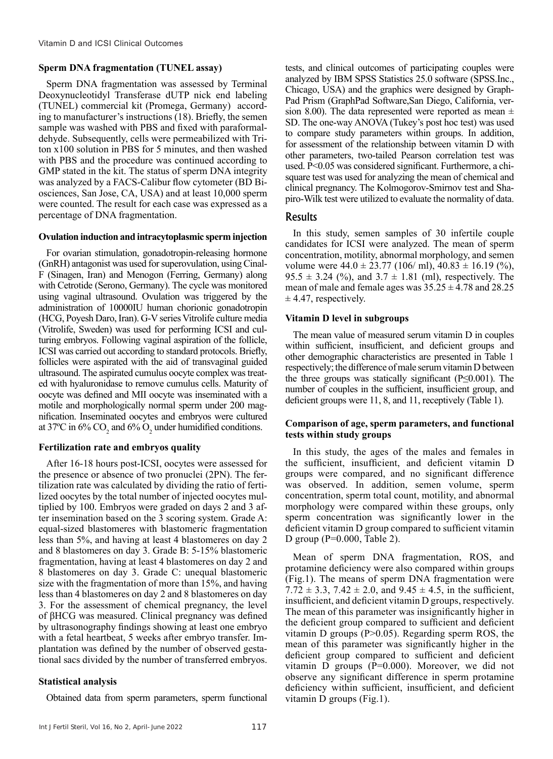### Sperm DNA fragmentation (TUNEL assay)

Sperm DNA fragmentation was assessed by Terminal Deoxynucleotidyl Transferase dUTP nick end labeling (TUNEL) commercial kit (Promega, Germany) according to manufacturer's instructions (18). Briefly, the semen sample was washed with PBS and fixed with paraformaldehyde. Subsequently, cells were permeabilized with Triton x100 solution in PBS for 5 minutes, and then washed with PBS and the procedure was continued according to GMP stated in the kit. The status of sperm DNA integrity was analyzed by a FACS-Calibur flow cytometer (BD Biosciences, San Jose, CA, USA) and at least 10,000 sperm were counted. The result for each case was expressed as a percentage of DNA fragmentation.

### Ovulation induction and intracytoplasmic sperm injection

For ovarian stimulation, gonadotropin-releasing hormone (GnRH) antagonist was used for superovulation, using Cinal-F (Sinagen, Iran) and Menogon (Ferring, Germany) along with Cetrotide (Serono, Germany). The cycle was monitored using vaginal ultrasound. Ovulation was triggered by the administration of 10000IU human chorionic gonadotropin (HCG, Poyesh Daro, Iran). G-V series Vitrolife culture media (Vitrolife, Sweden) was used for performing ICSI and culturing embryos. Following vaginal aspiration of the follicle, ICSI was carried out according to standard protocols. Briefly, follicles were aspirated with the aid of transvaginal guided ultrasound. The aspirated cumulus oocyte complex was treated with hyaluronidase to remove cumulus cells. Maturity of oocyte was defined and MII oocyte was inseminated with a motile and morphologically normal sperm under 200 magnification. Inseminated oocytes and embryos were cultured at 37ºC in 6% $CO_2$ and 6% $O_2$ under humidified conditions.

### Fertilization rate and embryos quality

After 16-18 hours post-ICSI, oocytes were assessed for the presence or absence of two pronuclei (2PN). The fertilization rate was calculated by dividing the ratio of fertilized oocytes by the total number of injected oocytes multiplied by 100. Embryos were graded on days 2 and 3 after insemination based on the 3 scoring system. Grade A: equal-sized blastomeres with blastomeric fragmentation less than 5%, and having at least 4 blastomeres on day 2 and 8 blastomeres on day 3. Grade B: 5-15% blastomeric fragmentation, having at least 4 blastomeres on day 2 and 8 blastomeres on day 3. Grade C: unequal blastomeric size with the fragmentation of more than 15%, and having less than 4 blastomeres on day 2 and 8 blastomeres on day 3. For the assessment of chemical pregnancy, the level of βHCG was measured. Clinical pregnancy was defined by ultrasonography findings showing at least one embryo with a fetal heartbeat, 5 weeks after embryo transfer. Implantation was defined by the number of observed gestational sacs divided by the number of transferred embryos.

### Statistical analysis

Obtained data from sperm parameters, sperm functional tests, and clinical outcomes of participating couples were analyzed by IBM SPSS Statistics 25.0 software (SPSS.Inc., Chicago, USA) and the graphics were designed by GraphPad Prism (GraphPad Software,San Diego, California, version 8.00). The data represented were reported as mean ± SD. The one-way ANOVA (Tukey's post hoc test) was used to compare study parameters within groups. In addition, for assessment of the relationship between vitamin D with other parameters, two-tailed Pearson correlation test was used. $P<0.05$ was considered significant. Furthermore, a chi-square test was used for analyzing the mean of chemical and clinical pregnancy. The Kolmogorov-Smirnov test and Shapiro-Wilk test were utilized to evaluate the normality of data.

## Results

In this study, semen samples of 30 infertile couple candidates for ICSI were analyzed. The mean of sperm concentration, motility, abnormal morphology, and semen volume were 44.0 ± 23.77 (106/ ml), 40.83 ± 16.19 (%), 95.5 ± 3.24 (%), and 3.7 ± 1.81 (ml), respectively. The mean of male and female ages was 35.25 ± 4.78 and 28.25 ± 4.47, respectively.

### Vitamin D level in subgroups

The mean value of measured serum vitamin D in couples within sufficient, insufficient, and deficient groups and other demographic characteristics are presented in Table 1 respectively; the difference of male serum vitamin D between the three groups was statically significant ($P\leq0.001$). The number of couples in the sufficient, insufficient group, and deficient groups were 11, 8, and 11, receptively (Table 1).

### Comparison of age, sperm parameters, and functional tests within study groups

In this study, the ages of the males and females in the sufficient, insufficient, and deficient vitamin D groups were compared, and no significant difference was observed. In addition, semen volume, sperm concentration, sperm total count, motility, and abnormal morphology were compared within these groups, only sperm concentration was significantly lower in the deficient vitamin D group compared to sufficient vitamin D group (P=0.000, Table 2).

Mean of sperm DNA fragmentation, ROS, and protamine deficiency were also compared within groups (Fig.1). The means of sperm DNA fragmentation were 7.72 ± 3.3, 7.42 ± 2.0, and 9.45 ± 4.5, in the sufficient, insufficient, and deficient vitamin D groups, respectively. The mean of this parameter was insignificantly higher in the deficient group compared to sufficient and deficient vitamin D groups (P>0.05). Regarding sperm ROS, the mean of this parameter was significantly higher in the deficient group compared to sufficient and deficient vitamin D groups (P=0.000). Moreover, we did not observe any significant difference in sperm protamine deficiency within sufficient, insufficient, and deficient vitamin D groups (Fig.1).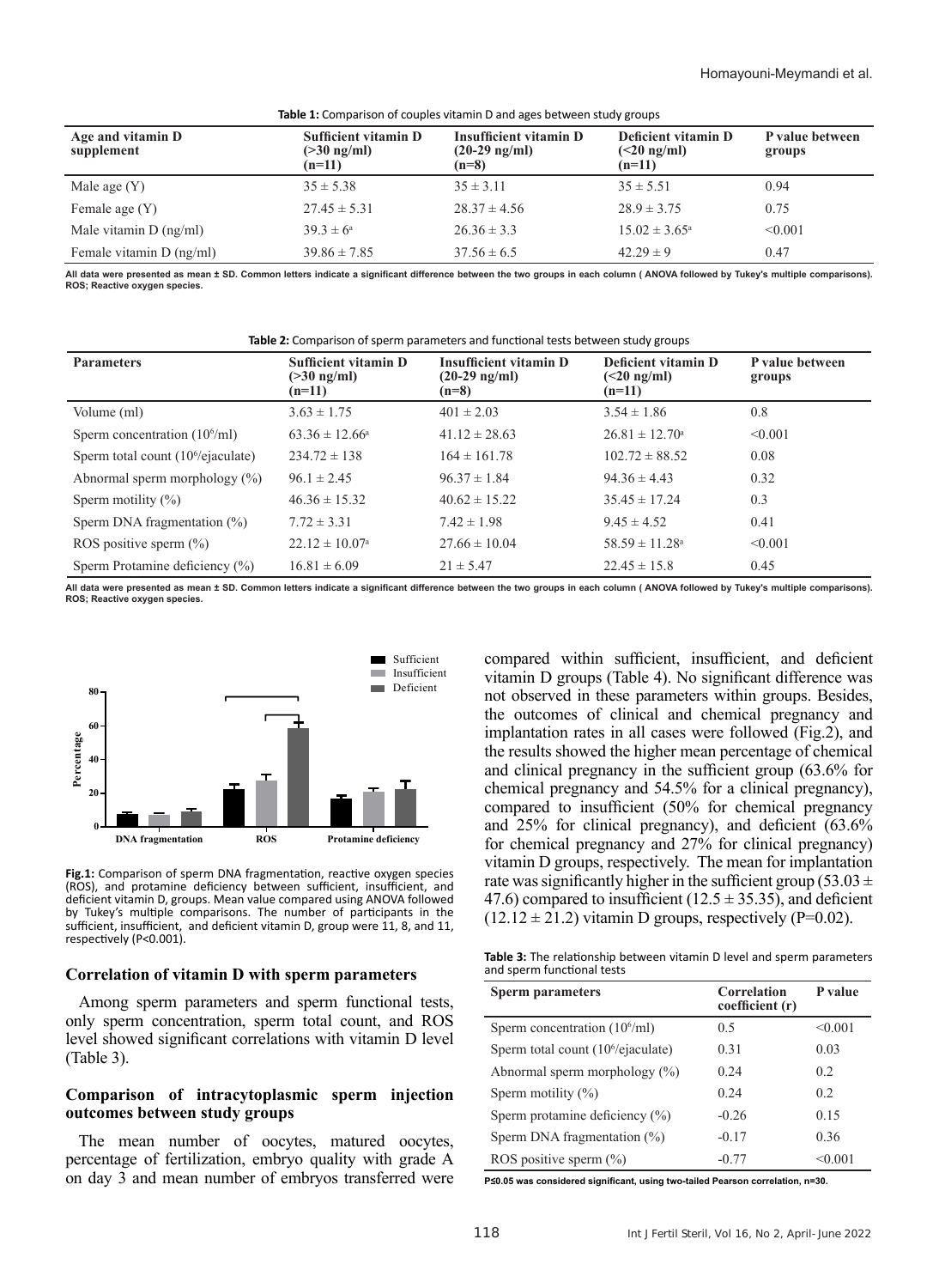**Table 1:** Comparison of couples vitamin D and ages between study groups

| Age and vitamin D supplement | Sufficient vitamin D (>30 ng/ml) (n=11) | Insufficient vitamin D (20-29 ng/ml) (n=8) | Deficient vitamin D (<20 ng/ml) (n=11) | P value between groups |
|---|---|---|---|---|
| Male age (Y) | 35 ± 5.38 | 35 ± 3.11 | 35 ± 5.51 | 0.94 |
| Female age (Y) | 27.45 ± 5.31 | 28.37 ± 4.56 | 28.9 ± 3.75 | 0.75 |
| Male vitamin D (ng/ml) | 39.3 ± 6[a] | 26.36 ± 3.3 | 15.02 ± 3.65[a] | <0.001 |
| Female vitamin D (ng/ml) | 39.86 ± 7.85 | 37.56 ± 6.5 | 42.29 ± 9 | 0.47 |

All data were presented as mean ± SD. Common letters indicate a significant difference between the two groups in each column ( ANOVA followed by Tukey's multiple comparisons). ROS; Reactive oxygen species.

**Table 2:** Comparison of sperm parameters and functional tests between study groups

| Parameters | Sufficient vitamin D (>30 ng/ml) (n=11) | Insufficient vitamin D (20-29 ng/ml) (n=8) | Deficient vitamin D (<20 ng/ml) (n=11) | P value between groups |
|---|---|---|---|---|
| Volume (ml) | 3.63 ± 1.75 | 401 ± 2.03 | 3.54 ± 1.86 | 0.8 |
| Sperm concentration ($10^6$/ml) | 63.36 ± 12.66[a] | 41.12 ± 28.63 | 26.81 ± 12.70[a] | <0.001 |
| Sperm total count ($10^6$/ejaculate) | 234.72 ± 138 | 164 ± 161.78 | 102.72 ± 88.52 | 0.08 |
| Abnormal sperm morphology (%) | 96.1 ± 2.45 | 96.37 ± 1.84 | 94.36 ± 4.43 | 0.32 |
| Sperm motility (%) | 46.36 ± 15.32 | 40.62 ± 15.22 | 35.45 ± 17.24 | 0.3 |
| Sperm DNA fragmentation (%) | 7.72 ± 3.31 | 7.42 ± 1.98 | 9.45 ± 4.52 | 0.41 |
| ROS positive sperm (%) | 22.12 ± 10.07[a] | 27.66 ± 10.04 | 58.59 ± 11.28[a] | <0.001 |
| Sperm Protamine deficiency (%) | 16.81 ± 6.09 | 21 ± 5.47 | 22.45 ± 15.8 | 0.45 |

All data were presented as mean ± SD. Common letters indicate a significant difference between the two groups in each column ( ANOVA followed by Tukey's multiple comparisons). ROS; Reactive oxygen species.

**Fig.1:** Comparison of sperm DNA fragmentation, reactive oxygen species (ROS), and protamine deficiency between sufficient, insufficient, and deficient vitamin D, groups. Mean value compared using ANOVA followed by Tukey's multiple comparisons. The number of participants in the sufficient, insufficient, and deficient vitamin D, group were 11, 8, and 11, respectively (P<0.001).

### Correlation of vitamin D with sperm parameters

Among sperm parameters and sperm functional tests, only sperm concentration, sperm total count, and ROS level showed significant correlations with vitamin D level (Table 3).

### Comparison of intracytoplasmic sperm injection outcomes between study groups

The mean number of oocytes, matured oocytes, percentage of fertilization, embryo quality with grade A on day 3 and mean number of embryos transferred were compared within sufficient, insufficient, and deficient vitamin D groups (Table 4). No significant difference was not observed in these parameters within groups. Besides, the outcomes of clinical and chemical pregnancy and implantation rates in all cases were followed (Fig.2), and the results showed the higher mean percentage of chemical and clinical pregnancy in the sufficient group (63.6% for chemical pregnancy and 54.5% for a clinical pregnancy), compared to insufficient (50% for chemical pregnancy and 25% for clinical pregnancy), and deficient (63.6% for chemical pregnancy and 27% for clinical pregnancy) vitamin D groups, respectively. The mean for implantation rate was significantly higher in the sufficient group (53.03 ± 47.6) compared to insufficient (12.5 ± 35.35), and deficient (12.12 ± 21.2) vitamin D groups, respectively (P=0.02).

**Table 3:** The relationship between vitamin D level and sperm parameters and sperm functional tests

| Sperm parameters | Correlation coefficient (r) | P value |
|---|---|---|
| Sperm concentration ($10^6$/ml) | 0.5 | <0.001 |
| Sperm total count ($10^6$/ejaculate) | 0.31 | 0.03 |
| Abnormal sperm morphology (%) | 0.24 | 0.2 |
| Sperm motility (%) | 0.24 | 0.2 |
| Sperm protamine deficiency (%) | -0.26 | 0.15 |
| Sperm DNA fragmentation (%) | -0.17 | 0.36 |
| ROS positive sperm (%) | -0.77 | <0.001 |

P≤0.05 was considered significant, using two-tailed Pearson correlation, n=30.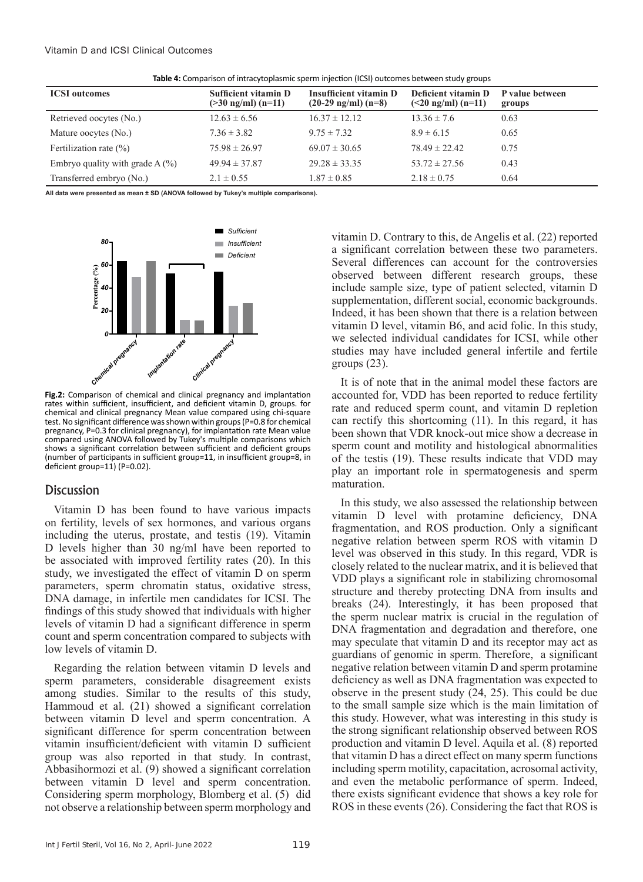**Table 4:** Comparison of intracytoplasmic sperm injection (ICSI) outcomes between study groups

| ICSI outcomes | Sufficient vitamin D (>30 ng/ml) (n=11) | Insufficient vitamin D (20-29 ng/ml) (n=8) | Deficient vitamin D (<20 ng/ml) (n=11) | P value between groups |
|---|---|---|---|---|
| Retrieved oocytes (No.) | 12.63 ± 6.56 | 16.37 ± 12.12 | 13.36 ± 7.6 | 0.63 |
| Mature oocytes (No.) | 7.36 ± 3.82 | 9.75 ± 7.32 | 8.9 ± 6.15 | 0.65 |
| Fertilization rate (%) | 75.98 ± 26.97 | 69.07 ± 30.65 | 78.49 ± 22.42 | 0.75 |
| Embryo quality with grade A (%) | 49.94 ± 37.87 | 29.28 ± 33.35 | 53.72 ± 27.56 | 0.43 |
| Transferred embryo (No.) | 2.1 ± 0.55 | 1.87 ± 0.85 | 2.18 ± 0.75 | 0.64 |

All data were presented as mean ± SD (ANOVA followed by Tukey's multiple comparisons).

**Fig.2:** Comparison of chemical and clinical pregnancy and implantation rates within sufficient, insufficient, and deficient vitamin D, groups. for chemical and clinical pregnancy Mean value compared using chi-square test. No significant difference was shown within groups (P=0.8 for chemical pregnancy, P=0.3 for clinical pregnancy), for implantation rate Mean value compared using ANOVA followed by Tukey's multiple comparisons which shows a significant correlation between sufficient and deficient groups (number of participants in sufficient group=11, in insufficient group=8, in deficient group=11) (P=0.02).

## Discussion

Vitamin D has been found to have various impacts on fertility, levels of sex hormones, and various organs including the uterus, prostate, and testis (19). Vitamin D levels higher than 30 ng/ml have been reported to be associated with improved fertility rates (20). In this study, we investigated the effect of vitamin D on sperm parameters, sperm chromatin status, oxidative stress, DNA damage, in infertile men candidates for ICSI. The findings of this study showed that individuals with higher levels of vitamin D had a significant difference in sperm count and sperm concentration compared to subjects with low levels of vitamin D.

Regarding the relation between vitamin D levels and sperm parameters, considerable disagreement exists among studies. Similar to the results of this study, Hammoud et al. (21) showed a significant correlation between vitamin D level and sperm concentration. A significant difference for sperm concentration between vitamin insufficient/deficient with vitamin D sufficient group was also reported in that study. In contrast, Abbasihormozi et al. (9) showed a significant correlation between vitamin D level and sperm concentration. Considering sperm morphology, Blomberg et al. (5) did not observe a relationship between sperm morphology and vitamin D. Contrary to this, de Angelis et al. (22) reported a significant correlation between these two parameters. Several differences can account for the controversies observed between different research groups, these include sample size, type of patient selected, vitamin D supplementation, different social, economic backgrounds. Indeed, it has been shown that there is a relation between vitamin D level, vitamin B6, and acid folic. In this study, we selected individual candidates for ICSI, while other studies may have included general infertile and fertile groups (23).

It is of note that in the animal model these factors are accounted for, VDD has been reported to reduce fertility rate and reduced sperm count, and vitamin D repletion can rectify this shortcoming (11). In this regard, it has been shown that VDR knock-out mice show a decrease in sperm count and motility and histological abnormalities of the testis (19). These results indicate that VDD may play an important role in spermatogenesis and sperm maturation.

In this study, we also assessed the relationship between vitamin D level with protamine deficiency, DNA fragmentation, and ROS production. Only a significant negative relation between sperm ROS with vitamin D level was observed in this study. In this regard, VDR is closely related to the nuclear matrix, and it is believed that VDD plays a significant role in stabilizing chromosomal structure and thereby protecting DNA from insults and breaks (24). Interestingly, it has been proposed that the sperm nuclear matrix is crucial in the regulation of DNA fragmentation and degradation and therefore, one may speculate that vitamin D and its receptor may act as guardians of genomic in sperm. Therefore, a significant negative relation between vitamin D and sperm protamine deficiency as well as DNA fragmentation was expected to observe in the present study (24, 25). This could be due to the small sample size which is the main limitation of this study. However, what was interesting in this study is the strong significant relationship observed between ROS production and vitamin D level. Aquila et al. (8) reported that vitamin D has a direct effect on many sperm functions including sperm motility, capacitation, acrosomal activity, and even the metabolic performance of sperm. Indeed, there exists significant evidence that shows a key role for ROS in these events (26). Considering the fact that ROS is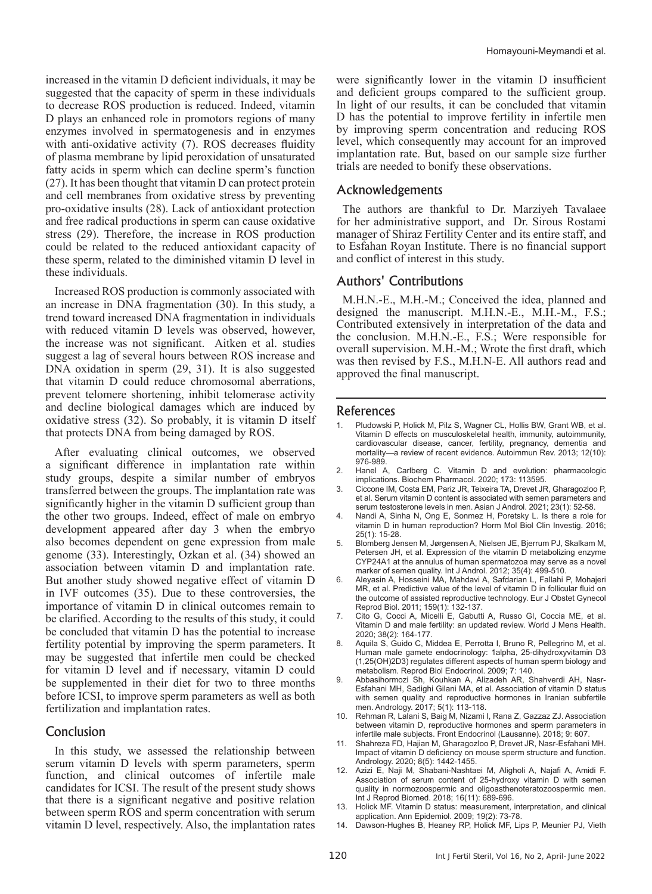increased in the vitamin D deficient individuals, it may be suggested that the capacity of sperm in these individuals to decrease ROS production is reduced. Indeed, vitamin D plays an enhanced role in promotors regions of many enzymes involved in spermatogenesis and in enzymes with anti-oxidative activity (7). ROS decreases fluidity of plasma membrane by lipid peroxidation of unsaturated fatty acids in sperm which can decline sperm's function (27). It has been thought that vitamin D can protect protein and cell membranes from oxidative stress by preventing pro-oxidative insults (28). Lack of antioxidant protection and free radical productions in sperm can cause oxidative stress (29). Therefore, the increase in ROS production could be related to the reduced antioxidant capacity of these sperm, related to the diminished vitamin D level in these individuals.

Increased ROS production is commonly associated with an increase in DNA fragmentation (30). In this study, a trend toward increased DNA fragmentation in individuals with reduced vitamin D levels was observed, however, the increase was not significant. Aitken et al. studies suggest a lag of several hours between ROS increase and DNA oxidation in sperm (29, 31). It is also suggested that vitamin D could reduce chromosomal aberrations, prevent telomere shortening, inhibit telomerase activity and decline biological damages which are induced by oxidative stress (32). So probably, it is vitamin D itself that protects DNA from being damaged by ROS.

After evaluating clinical outcomes, we observed a significant difference in implantation rate within study groups, despite a similar number of embryos transferred between the groups. The implantation rate was significantly higher in the vitamin D sufficient group than the other two groups. Indeed, effect of male on embryo development appeared after day 3 when the embryo also becomes dependent on gene expression from male genome (33). Interestingly, Ozkan et al. (34) showed an association between vitamin D and implantation rate. But another study showed negative effect of vitamin D in IVF outcomes (35). Due to these controversies, the importance of vitamin D in clinical outcomes remain to be clarified. According to the results of this study, it could be concluded that vitamin D has the potential to increase fertility potential by improving the sperm parameters. It may be suggested that infertile men could be checked for vitamin D level and if necessary, vitamin D could be supplemented in their diet for two to three months before ICSI, to improve sperm parameters as well as both fertilization and implantation rates.

## Conclusion

In this study, we assessed the relationship between serum vitamin D levels with sperm parameters, sperm function, and clinical outcomes of infertile male candidates for ICSI. The result of the present study shows that there is a significant negative and positive relation between sperm ROS and sperm concentration with serum vitamin D level, respectively. Also, the implantation rates were significantly lower in the vitamin D insufficient and deficient groups compared to the sufficient group. In light of our results, it can be concluded that vitamin D has the potential to improve fertility in infertile men by improving sperm concentration and reducing ROS level, which consequently may account for an improved implantation rate. But, based on our sample size further trials are needed to bonify these observations.

## Acknowledgements

The authors are thankful to Dr. Marziyeh Tavalaee for her administrative support, and Dr. Sirous Rostami manager of Shiraz Fertility Center and its entire staff, and to Esfahan Royan Institute. There is no financial support and conflict of interest in this study.

## Authors' Contributions

M.H.N.-E., M.H.-M.; Conceived the idea, planned and designed the manuscript. M.H.N.-E., M.H.-M., F.S.; Contributed extensively in interpretation of the data and the conclusion. M.H.N.-E., F.S.; Were responsible for overall supervision. M.H.-M.; Wrote the first draft, which was then revised by F.S., M.H.N-E. All authors read and approved the final manuscript.

## References

1. Pludowski P, Holick M, Pilz S, Wagner CL, Hollis BW, Grant WB, et al. Vitamin D effects on musculoskeletal health, immunity, autoimmunity, cardiovascular disease, cancer, fertility, pregnancy, dementia and mortality—a review of recent evidence. Autoimmun Rev. 2013; 12(10): 976-989.
2. Hanel A, Carlberg C. Vitamin D and evolution: pharmacologic implications. Biochem Pharmacol. 2020; 173: 113595.
3. Ciccone IM, Costa EM, Pariz JR, Teixeira TA, Drevet JR, Gharagozloo P, et al. Serum vitamin D content is associated with semen parameters and serum testosterone levels in men. Asian J Androl. 2021; 23(1): 52-58.
4. Nandi A, Sinha N, Ong E, Sonmez H, Poretsky L. Is there a role for vitamin D in human reproduction? Horm Mol Biol Clin Investig. 2016; 25(1): 15-28.
5. Blomberg Jensen M, Jørgensen A, Nielsen JE, Bjerrum PJ, Skalkam M, Petersen JH, et al. Expression of the vitamin D metabolizing enzyme CYP24A1 at the annulus of human spermatozoa may serve as a novel marker of semen quality. Int J Androl. 2012; 35(4): 499-510.
6. Aleyasin A, Hosseini MA, Mahdavi A, Safdarian L, Fallahi P, Mohajeri MR, et al. Predictive value of the level of vitamin D in follicular fluid on the outcome of assisted reproductive technology. Eur J Obstet Gynecol Reprod Biol. 2011; 159(1): 132-137.
7. Cito G, Cocci A, Micelli E, Gabutti A, Russo GI, Coccia ME, et al. Vitamin D and male fertility: an updated review. World J Mens Health. 2020; 38(2): 164-177.
8. Aquila S, Guido C, Middea E, Perrotta I, Bruno R, Pellegrino M, et al. Human male gamete endocrinology: 1alpha, 25-dihydroxyvitamin D3 (1,25(OH)2D3) regulates different aspects of human sperm biology and metabolism. Reprod Biol Endocrinol. 2009; 7: 140.
9. Abbasihormozi Sh, Kouhkan A, Alizadeh AR, Shahverdi AH, Nasr-Esfahani MH, Sadighi Gilani MA, et al. Association of vitamin D status with semen quality and reproductive hormones in Iranian subfertile men. Andrology. 2017; 5(1): 113-118.
10. Rehman R, Lalani S, Baig M, Nizami I, Rana Z, Gazzaz ZJ. Association between vitamin D, reproductive hormones and sperm parameters in infertile male subjects. Front Endocrinol (Lausanne). 2018; 9: 607.
11. Shahreza FD, Hajian M, Gharagozloo P, Drevet JR, Nasr-Esfahani MH. Impact of vitamin D deficiency on mouse sperm structure and function. Andrology. 2020; 8(5): 1442-1455.
12. Azizi E, Naji M, Shabani-Nashtaei M, Aligholi A, Najafi A, Amidi F. Association of serum content of 25-hydroxy vitamin D with semen quality in normozoospermic and oligoasthenoteratozoospermic men. Int J Reprod Biomed. 2018; 16(11): 689-696.
13. Holick MF. Vitamin D status: measurement, interpretation, and clinical application. Ann Epidemiol. 2009; 19(2): 73-78.
14. Dawson-Hughes B, Heaney RP, Holick MF, Lips P, Meunier PJ, Vieth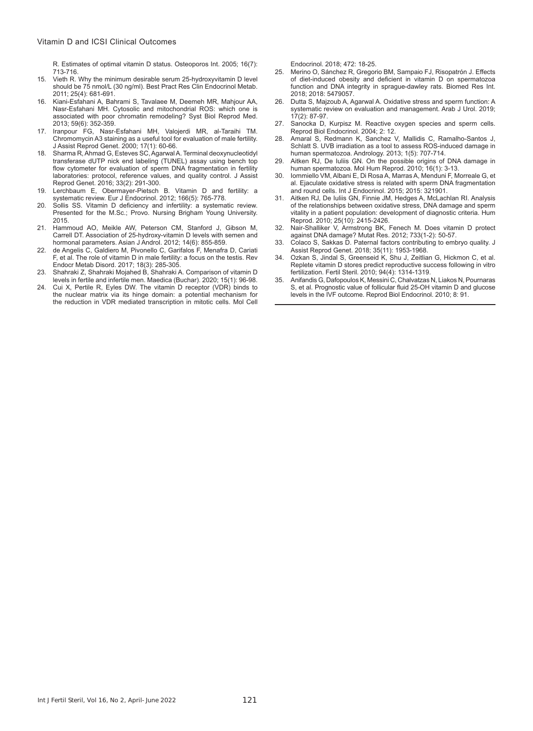R. Estimates of optimal vitamin D status. Osteoporos Int. 2005; 16(7): 713-716.

15. Vieth R. Why the minimum desirable serum 25-hydroxyvitamin D level should be 75 nmol/L (30 ng/ml). Best Pract Res Clin Endocrinol Metab. 2011; 25(4): 681-691.
16. Kiani-Esfahani A, Bahrami S, Tavalaee M, Deemeh MR, Mahjour AA, Nasr-Esfahani MH. Cytosolic and mitochondrial ROS: which one is associated with poor chromatin remodeling? Syst Biol Reprod Med. 2013; 59(6): 352-359.
17. Iranpour FG, Nasr-Esfahani MH, Valojerdi MR, al-Taraihi TM. Chromomycin A3 staining as a useful tool for evaluation of male fertility. J Assist Reprod Genet. 2000; 17(1): 60-66.
18. Sharma R, Ahmad G, Esteves SC, Agarwal A. Terminal deoxynucleotidyl transferase dUTP nick end labeling (TUNEL) assay using bench top flow cytometer for evaluation of sperm DNA fragmentation in fertility laboratories: protocol, reference values, and quality control. J Assist Reprod Genet. 2016; 33(2): 291-300.
19. Lerchbaum E, Obermayer-Pietsch B. Vitamin D and fertility: a systematic review. Eur J Endocrinol. 2012; 166(5): 765-778.
20. Sollis SS. Vitamin D deficiency and infertility: a systematic review. Presented for the M.Sc.; Provo. Nursing Brigham Young University. 2015.
21. Hammoud AO, Meikle AW, Peterson CM, Stanford J, Gibson M, Carrell DT. Association of 25-hydroxy-vitamin D levels with semen and hormonal parameters. Asian J Androl. 2012; 14(6): 855-859.
22. de Angelis C, Galdiero M, Pivonello C, Garifalos F, Menafra D, Cariati F, et al. The role of vitamin D in male fertility: a focus on the testis. Rev Endocr Metab Disord. 2017; 18(3): 285-305.
23. Shahraki Z, Shahraki Mojahed B, Shahraki A. Comparison of vitamin D levels in fertile and infertile men. Maedica (Buchar). 2020; 15(1): 96-98.
24. Cui X, Pertile R, Eyles DW. The vitamin D receptor (VDR) binds to the nuclear matrix via its hinge domain: a potential mechanism for the reduction in VDR mediated transcription in mitotic cells. Mol Cell Endocrinol. 2018; 472: 18-25.
25. Merino O, Sánchez R, Gregorio BM, Sampaio FJ, Risopatrón J. Effects of diet-induced obesity and deficient in vitamin D on spermatozoa function and DNA integrity in sprague-dawley rats. Biomed Res Int. 2018; 2018: 5479057.
26. Dutta S, Majzoub A, Agarwal A. Oxidative stress and sperm function: A systematic review on evaluation and management. Arab J Urol. 2019; 17(2): 87-97.
27. Sanocka D, Kurpisz M. Reactive oxygen species and sperm cells. Reprod Biol Endocrinol. 2004; 2: 12.
28. Amaral S, Redmann K, Sanchez V, Mallidis C, Ramalho-Santos J, Schlatt S. UVB irradiation as a tool to assess ROS-induced damage in human spermatozoa. Andrology. 2013; 1(5): 707-714.
29. Aitken RJ, De Iuliis GN. On the possible origins of DNA damage in human spermatozoa. Mol Hum Reprod. 2010; 16(1): 3-13.
30. Iommiello VM, Albani E, Di Rosa A, Marras A, Menduni F, Morreale G, et al. Ejaculate oxidative stress is related with sperm DNA fragmentation and round cells. Int J Endocrinol. 2015; 2015: 321901.
31. Aitken RJ, De Iuliis GN, Finnie JM, Hedges A, McLachlan RI. Analysis of the relationships between oxidative stress, DNA damage and sperm vitality in a patient population: development of diagnostic criteria. Hum Reprod. 2010; 25(10): 2415-2426.
32. Nair-Shalliker V, Armstrong BK, Fenech M. Does vitamin D protect against DNA damage? Mutat Res. 2012; 733(1-2): 50-57.
33. Colaco S, Sakkas D. Paternal factors contributing to embryo quality. J Assist Reprod Genet. 2018; 35(11): 1953-1968.
34. Ozkan S, Jindal S, Greenseid K, Shu J, Zeitlian G, Hickmon C, et al. Replete vitamin D stores predict reproductive success following in vitro fertilization. Fertil Steril. 2010; 94(4): 1314-1319.
35. Anifandis G, Dafopoulos K, Messini C, Chalvatzas N, Liakos N, Pournaras S, et al. Prognostic value of follicular fluid 25-OH vitamin D and glucose levels in the IVF outcome. Reprod Biol Endocrinol. 2010; 8: 91.